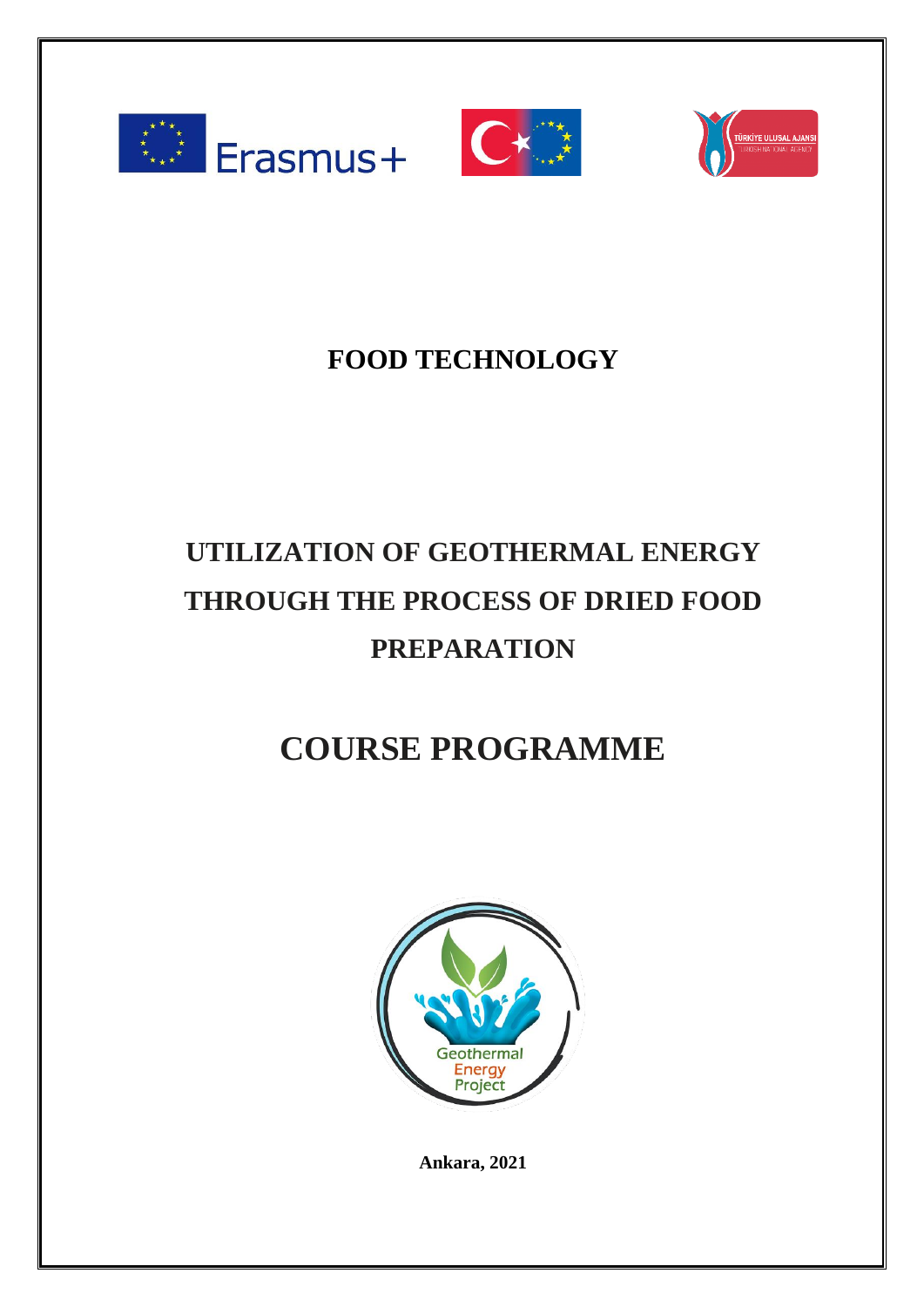# FOOD TECHNOLOGY

# UTILIZATION OF GEOTHERMAL ENERGY THROUGH THE PROCESS OF DRIED FOOD PREPARATION

# COURSE PROGRAMME

**Ankara, 2021**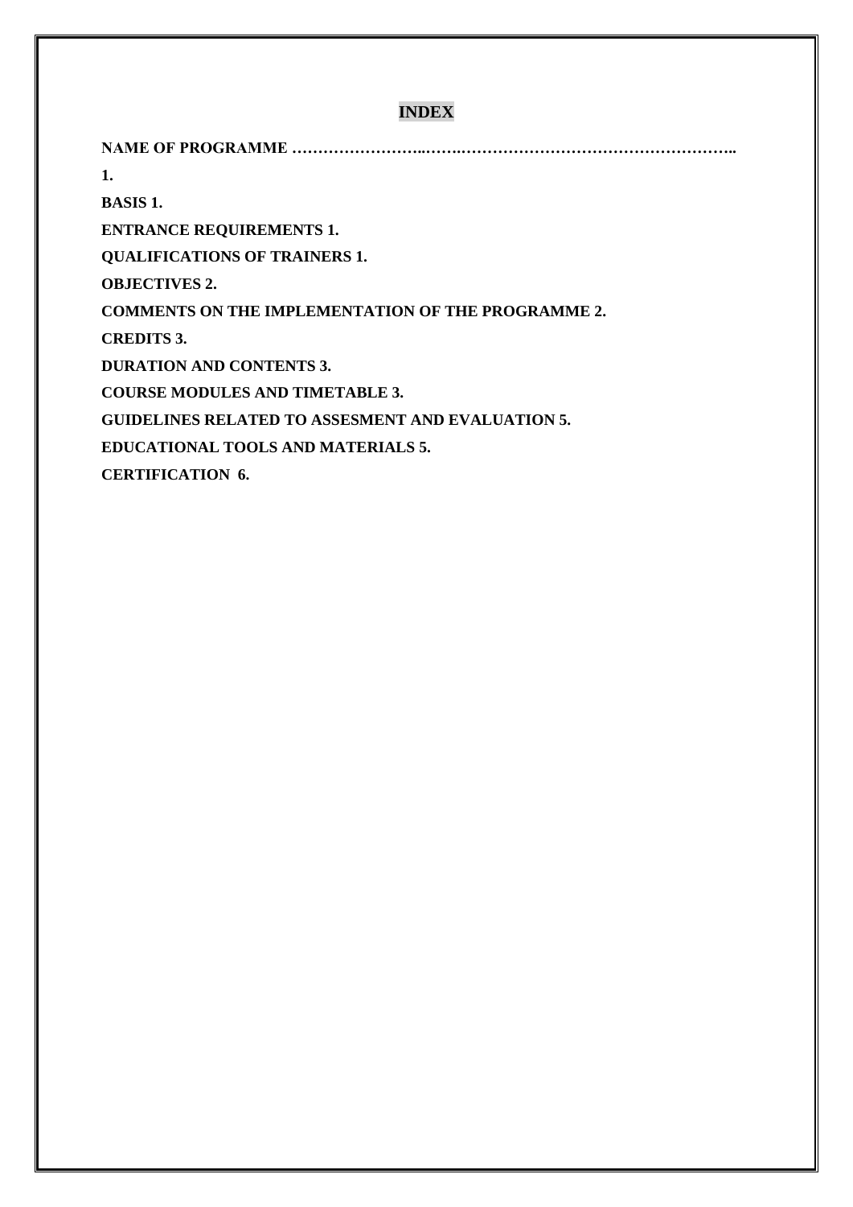# INDEX

**NAME OF PROGRAMME ……………………..…….……………………………………………..**

**1.**

**BASIS 1.**

**ENTRANCE REQUIREMENTS 1.**

**QUALIFICATIONS OF TRAINERS 1.**

**OBJECTIVES 2.**

**COMMENTS ON THE IMPLEMENTATION OF THE PROGRAMME 2.**

**CREDITS 3.**

**DURATION AND CONTENTS 3.**

**COURSE MODULES AND TIMETABLE 3.**

**GUIDELINES RELATED TO ASSESMENT AND EVALUATION 5.**

**EDUCATIONAL TOOLS AND MATERIALS 5.**

**CERTIFICATION 6.**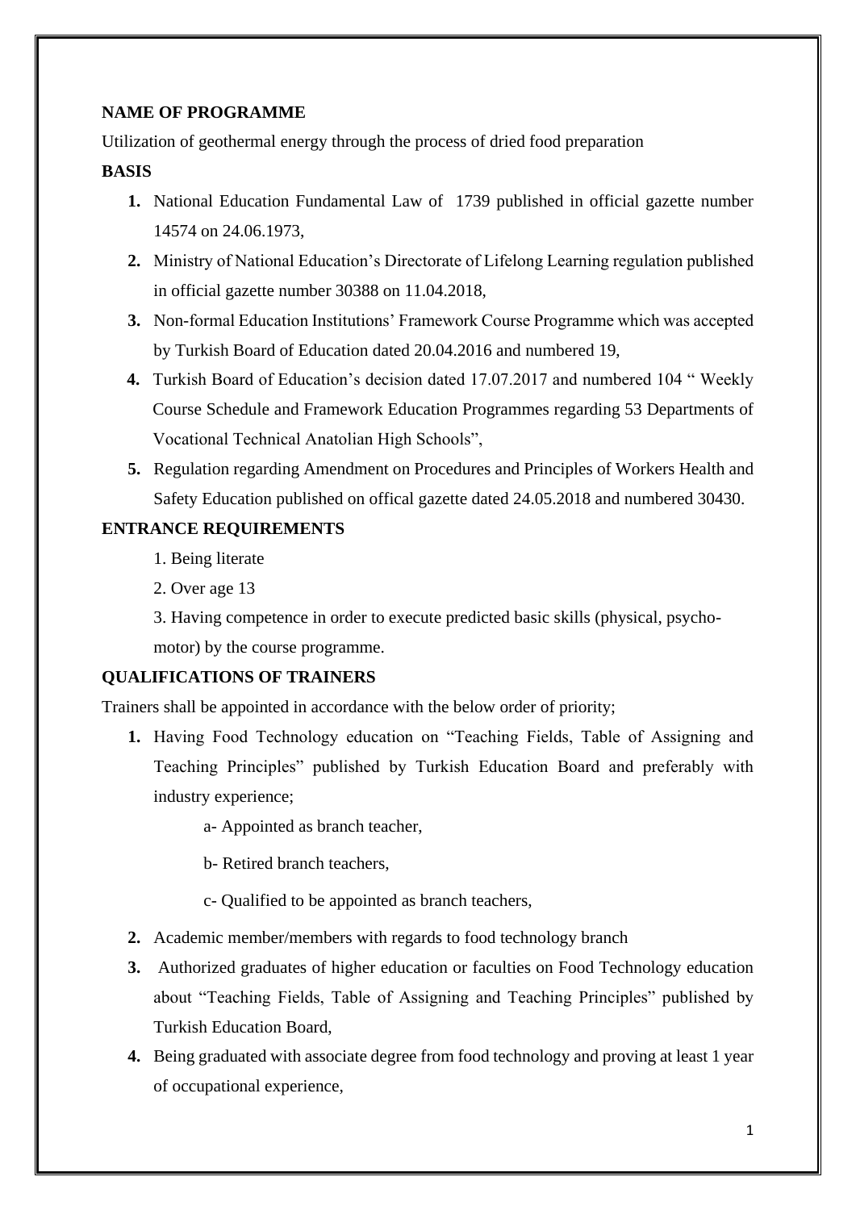**NAME OF PROGRAMME**

Utilization of geothermal energy through the process of dried food preparation

**BASIS**

1. National Education Fundamental Law of  1739 published in official gazette number 14574 on 24.06.1973,
2. Ministry of National Education's Directorate of Lifelong Learning regulation published in official gazette number 30388 on 11.04.2018,
3. Non-formal Education Institutions' Framework Course Programme which was accepted by Turkish Board of Education dated 20.04.2016 and numbered 19,
4. Turkish Board of Education's decision dated 17.07.2017 and numbered 104 " Weekly Course Schedule and Framework Education Programmes regarding 53 Departments of Vocational Technical Anatolian High Schools",
5. Regulation regarding Amendment on Procedures and Principles of Workers Health and Safety Education published on offical gazette dated 24.05.2018 and numbered 30430.

**ENTRANCE REQUIREMENTS**

1. Being literate
2. Over age 13
3. Having competence in order to execute predicted basic skills (physical, psycho-motor) by the course programme.

**QUALIFICATIONS OF TRAINERS**

Trainers shall be appointed in accordance with the below order of priority;

1. Having Food Technology education on "Teaching Fields, Table of Assigning and Teaching Principles" published by Turkish Education Board and preferably with industry experience;
   - a- Appointed as branch teacher,
   - b- Retired branch teachers,
   - c- Qualified to be appointed as branch teachers,
2. Academic member/members with regards to food technology branch
3. Authorized graduates of higher education or faculties on Food Technology education about "Teaching Fields, Table of Assigning and Teaching Principles" published by Turkish Education Board,
4. Being graduated with associate degree from food technology and proving at least 1 year of occupational experience,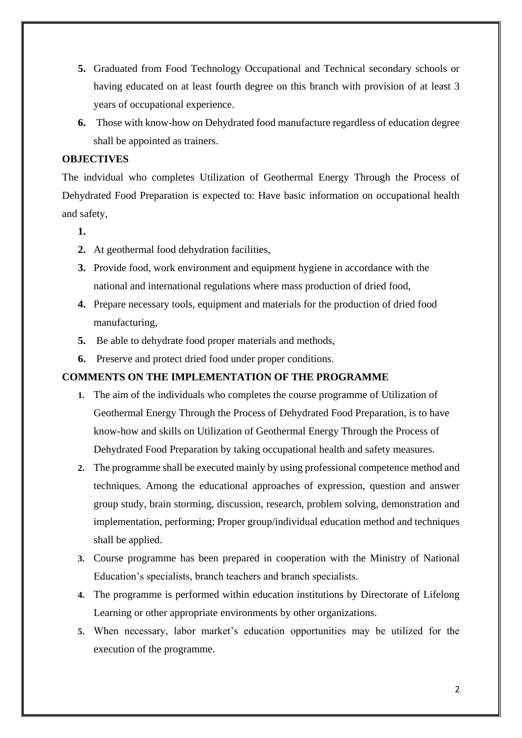5. Graduated from Food Technology Occupational and Technical secondary schools or having educated on at least fourth degree on this branch with provision of at least 3 years of occupational experience.
6. Those with know-how on Dehydrated food manufacture regardless of education degree shall be appointed as trainers.

**OBJECTIVES**

The indvidual who completes Utilization of Geothermal Energy Through the Process of Dehydrated Food Preparation is expected to: Have basic information on occupational health and safety,

1. 
2. At geothermal food dehydration facilities,
3. Provide food, work environment and equipment hygiene in accordance with the national and international regulations where mass production of dried food,
4. Prepare necessary tools, equipment and materials for the production of dried food manufacturing,
5. Be able to dehydrate food proper materials and methods,
6. Preserve and protect dried food under proper conditions.

**COMMENTS ON THE IMPLEMENTATION OF THE PROGRAMME**

1. The aim of the individuals who completes the course programme of Utilization of Geothermal Energy Through the Process of Dehydrated Food Preparation, is to have know-how and skills on Utilization of Geothermal Energy Through the Process of Dehydrated Food Preparation by taking occupational health and safety measures.
2. The programme shall be executed mainly by using professional competence method and techniques. Among the educational approaches of expression, question and answer group study, brain storming, discussion, research, problem solving, demonstration and implementation, performing; Proper group/individual education method and techniques shall be applied.
3. Course programme has been prepared in cooperation with the Ministry of National Education's specialists, branch teachers and branch specialists.
4. The programme is performed within education institutions by Directorate of Lifelong Learning or other appropriate environments by other organizations.
5. When necessary, labor market's education opportunities may be utilized for the execution of the programme.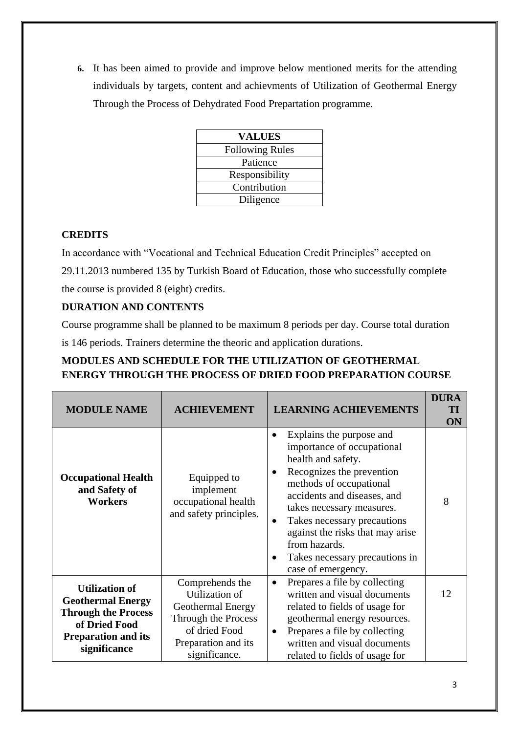6. It has been aimed to provide and improve below mentioned merits for the attending individuals by targets, content and achievments of Utilization of Geothermal Energy Through the Process of Dehydrated Food Prepartation programme.

| VALUES |
|---|
| Following Rules |
| Patience |
| Responsibility |
| Contribution |
| Diligence |

**CREDITS**

In accordance with "Vocational and Technical Education Credit Principles" accepted on 29.11.2013 numbered 135 by Turkish Board of Education, those who successfully complete the course is provided 8 (eight) credits.

**DURATION AND CONTENTS**

Course programme shall be planned to be maximum 8 periods per day. Course total duration is 146 periods. Trainers determine the theoric and application durations.

**MODULES AND SCHEDULE FOR THE UTILIZATION OF GEOTHERMAL ENERGY THROUGH THE PROCESS OF DRIED FOOD PREPARATION COURSE**

| MODULE NAME | ACHIEVEMENT | LEARNING ACHIEVEMENTS | DURATION |
|---|---|---|---|
| **Occupational Health and Safety of Workers** | Equipped to implement occupational health and safety principles. | • Explains the purpose and importance of occupational health and safety.<br>• Recognizes the prevention methods of occupational accidents and diseases, and takes necessary measures.<br>• Takes necessary precautions against the risks that may arise from hazards.<br>• Takes necessary precautions in case of emergency. | 8 |
| **Utilization of Geothermal Energy Through the Process of Dried Food Preparation and its significance** | Comprehends the Utilization of Geothermal Energy Through the Process of dried Food Preparation and its significance. | • Prepares a file by collecting written and visual documents related to fields of usage for geothermal energy resources.<br>• Prepares a file by collecting written and visual documents related to fields of usage for | 12 |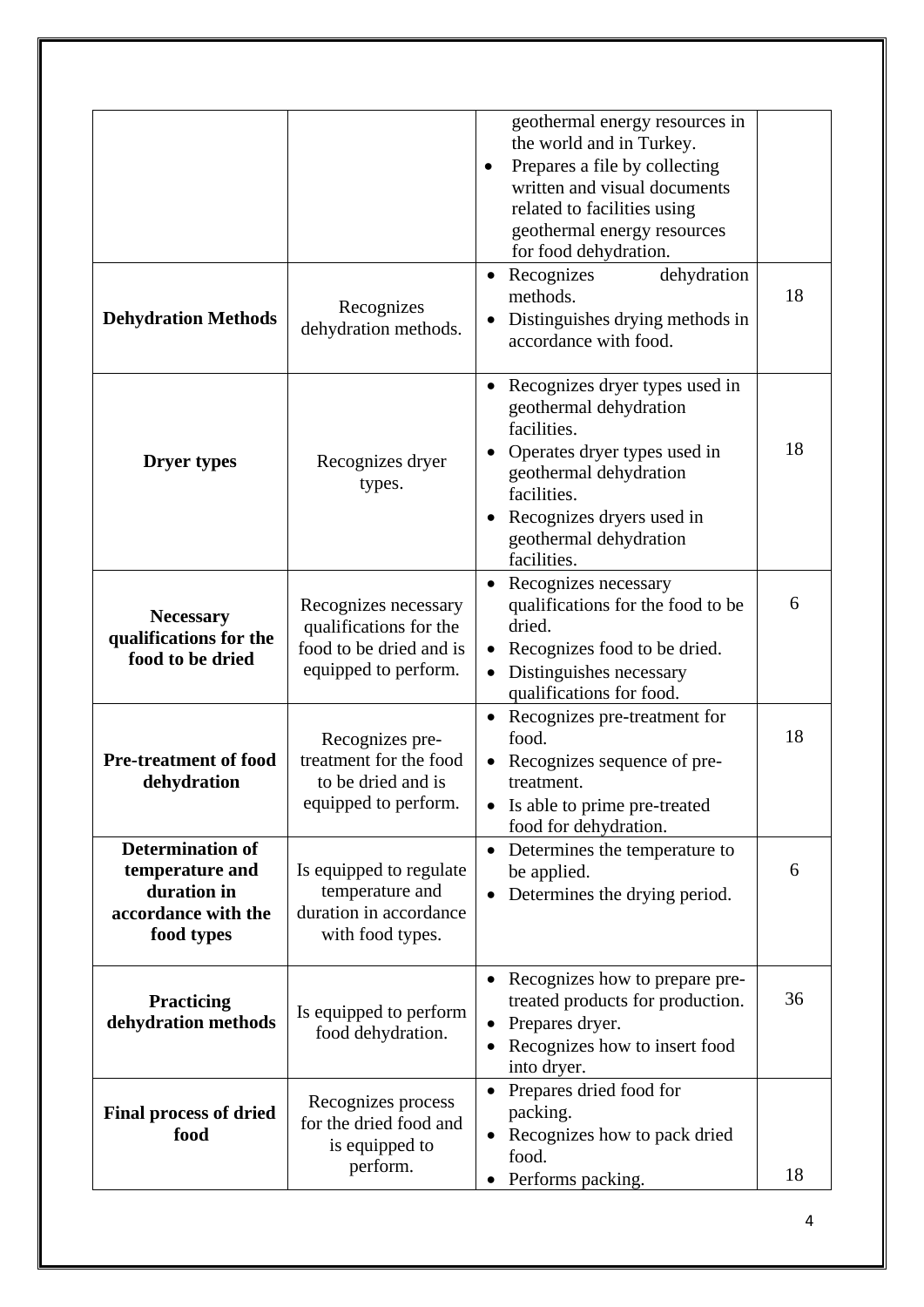| | | | |
|---|---|---|---|
| | | geothermal energy resources in the world and in Turkey.<br>• Prepares a file by collecting written and visual documents related to facilities using geothermal energy resources for food dehydration. | |
| **Dehydration Methods** | Recognizes dehydration methods. | • Recognizes dehydration methods.<br>• Distinguishes drying methods in accordance with food. | 18 |
| **Dryer types** | Recognizes dryer types. | • Recognizes dryer types used in geothermal dehydration facilities.<br>• Operates dryer types used in geothermal dehydration facilities.<br>• Recognizes dryers used in geothermal dehydration facilities. | 18 |
| **Necessary qualifications for the food to be dried** | Recognizes necessary qualifications for the food to be dried and is equipped to perform. | • Recognizes necessary qualifications for the food to be dried.<br>• Recognizes food to be dried.<br>• Distinguishes necessary qualifications for food. | 6 |
| **Pre-treatment of food dehydration** | Recognizes pre-treatment for the food to be dried and is equipped to perform. | • Recognizes pre-treatment for food.<br>• Recognizes sequence of pre-treatment.<br>• Is able to prime pre-treated food for dehydration. | 18 |
| **Determination of temperature and duration in accordance with the food types** | Is equipped to regulate temperature and duration in accordance with food types. | • Determines the temperature to be applied.<br>• Determines the drying period. | 6 |
| **Practicing dehydration methods** | Is equipped to perform food dehydration. | • Recognizes how to prepare pre-treated products for production.<br>• Prepares dryer.<br>• Recognizes how to insert food into dryer. | 36 |
| **Final process of dried food** | Recognizes process for the dried food and is equipped to perform. | • Prepares dried food for packing.<br>• Recognizes how to pack dried food.<br>• Performs packing. | 18 |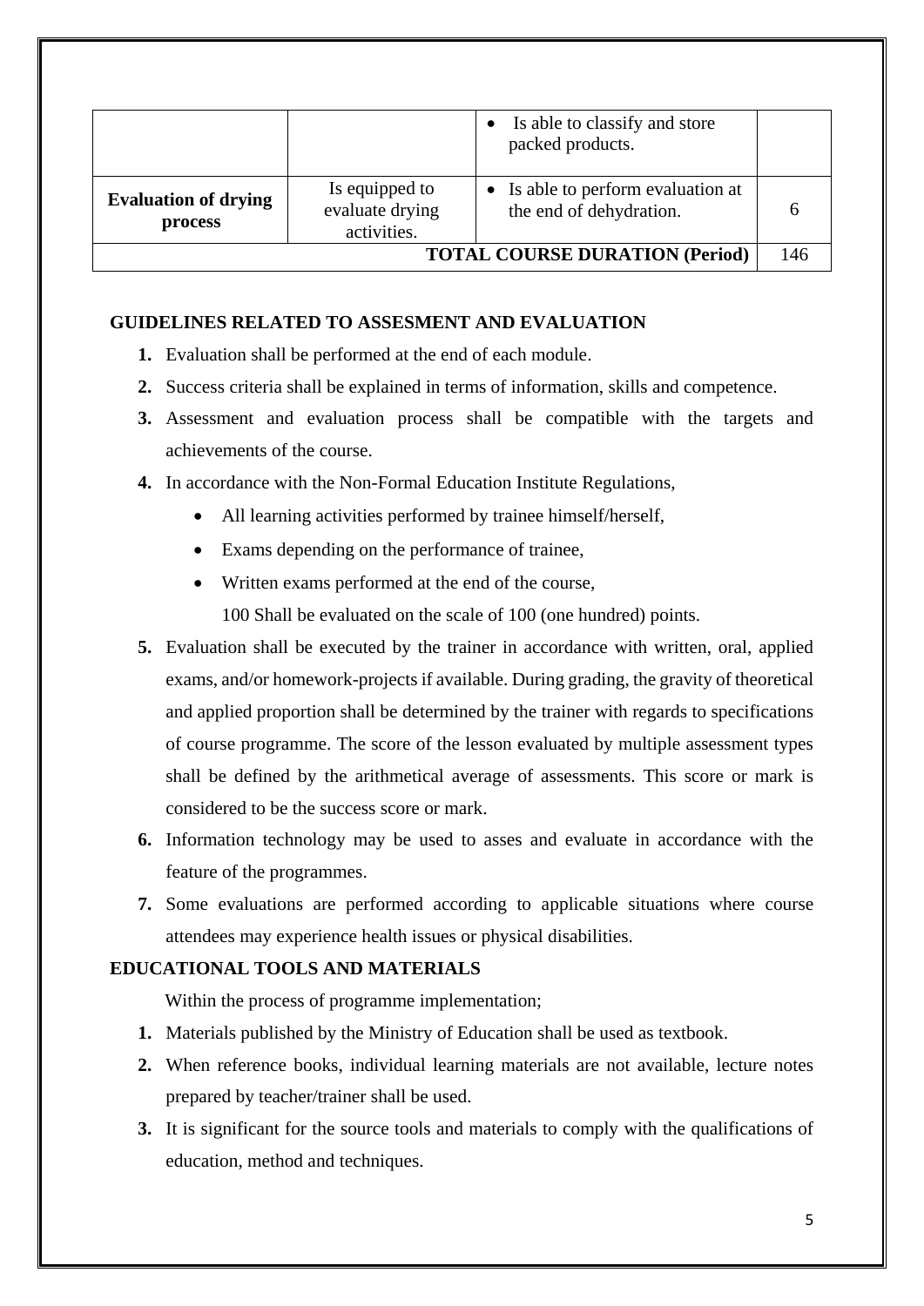|  |  | • Is able to classify and store packed products. |  |
|---|---|---|---|
| **Evaluation of drying process** | Is equipped to evaluate drying activities. | • Is able to perform evaluation at the end of dehydration. | 6 |
| **TOTAL COURSE DURATION (Period)** |  |  | 146 |

**GUIDELINES RELATED TO ASSESMENT AND EVALUATION**

1. Evaluation shall be performed at the end of each module.
2. Success criteria shall be explained in terms of information, skills and competence.
3. Assessment and evaluation process shall be compatible with the targets and achievements of the course.
4. In accordance with the Non-Formal Education Institute Regulations,
   - All learning activities performed by trainee himself/herself,
   - Exams depending on the performance of trainee,
   - Written exams performed at the end of the course,

   100 Shall be evaluated on the scale of 100 (one hundred) points.
5. Evaluation shall be executed by the trainer in accordance with written, oral, applied exams, and/or homework-projects if available. During grading, the gravity of theoretical and applied proportion shall be determined by the trainer with regards to specifications of course programme. The score of the lesson evaluated by multiple assessment types shall be defined by the arithmetical average of assessments. This score or mark is considered to be the success score or mark.
6. Information technology may be used to asses and evaluate in accordance with the feature of the programmes.
7. Some evaluations are performed according to applicable situations where course attendees may experience health issues or physical disabilities.

**EDUCATIONAL TOOLS AND MATERIALS**

Within the process of programme implementation;

1. Materials published by the Ministry of Education shall be used as textbook.
2. When reference books, individual learning materials are not available, lecture notes prepared by teacher/trainer shall be used.
3. It is significant for the source tools and materials to comply with the qualifications of education, method and techniques.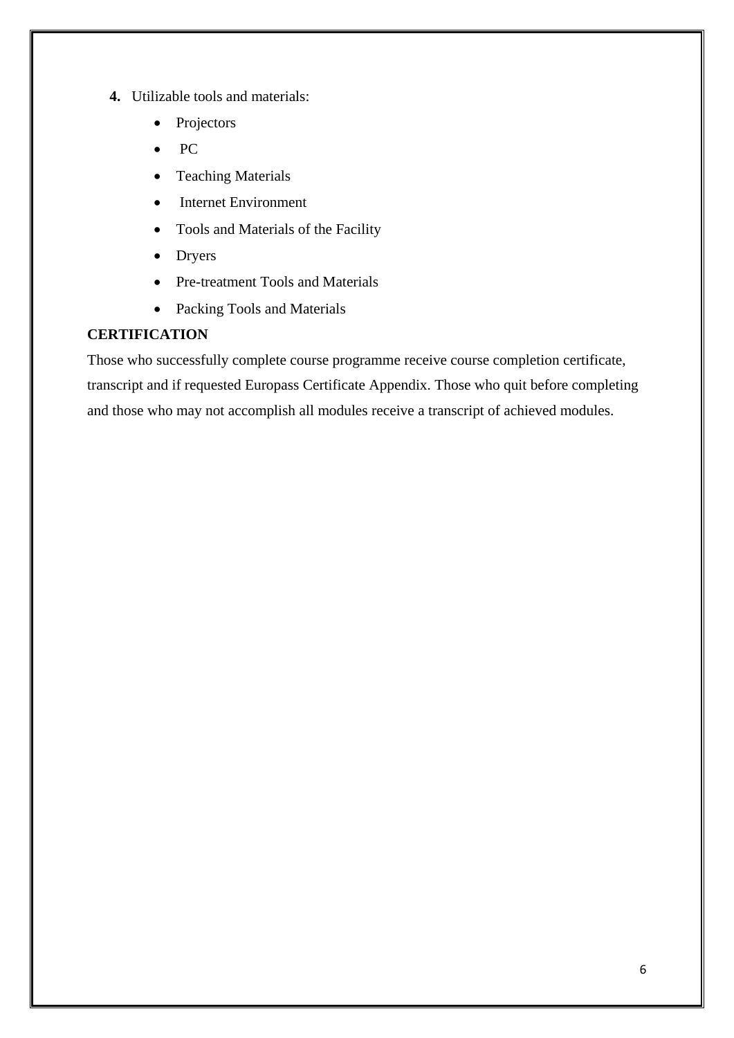4. Utilizable tools and materials:
    - Projectors
    - PC
    - Teaching Materials
    - Internet Environment
    - Tools and Materials of the Facility
    - Dryers
    - Pre-treatment Tools and Materials
    - Packing Tools and Materials

**CERTIFICATION**

Those who successfully complete course programme receive course completion certificate, transcript and if requested Europass Certificate Appendix. Those who quit before completing and those who may not accomplish all modules receive a transcript of achieved modules.